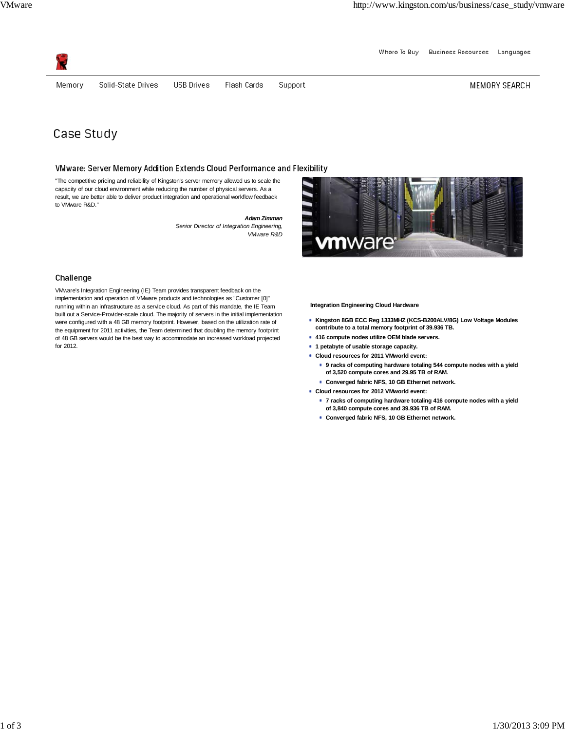# Case Study

## VMware: Server Memory Addition Extends Cloud Performance and Flexibility

"The competitive pricing and reliability of Kingston's server memory allowed us to scale the capacity of our cloud environment while reducing the number of physical servers. As a result, we are better able to deliver product integration and operational workflow feedback to VMware R&D."

***Adam Zimman***
*Senior Director of Integration Engineering,*
*VMware R&D*

### Challenge

VMware's Integration Engineering (IE) Team provides transparent feedback on the implementation and operation of VMware products and technologies as "Customer [0]" running within an infrastructure as a service cloud. As part of this mandate, the IE Team built out a Service-Provider-scale cloud. The majority of servers in the initial implementation were configured with a 48 GB memory footprint. However, based on the utilization rate of the equipment for 2011 activities, the Team determined that doubling the memory footprint of 48 GB servers would be the best way to accommodate an increased workload projected for 2012.

**Integration Engineering Cloud Hardware**

- **Kingston 8GB ECC Reg 1333MHZ (KCS-B200ALV/8G) Low Voltage Modules contribute to a total memory footprint of 39.936 TB.**
- **416 compute nodes utilize OEM blade servers.**
- **1 petabyte of usable storage capacity.**
- **Cloud resources for 2011 VMworld event:**
  - **9 racks of computing hardware totaling 544 compute nodes with a yield of 3,520 compute cores and 29.95 TB of RAM.**
  - **Converged fabric NFS, 10 GB Ethernet network.**
- **Cloud resources for 2012 VMworld event:**
  - **7 racks of computing hardware totaling 416 compute nodes with a yield of 3,840 compute cores and 39.936 TB of RAM.**
  - **Converged fabric NFS, 10 GB Ethernet network.**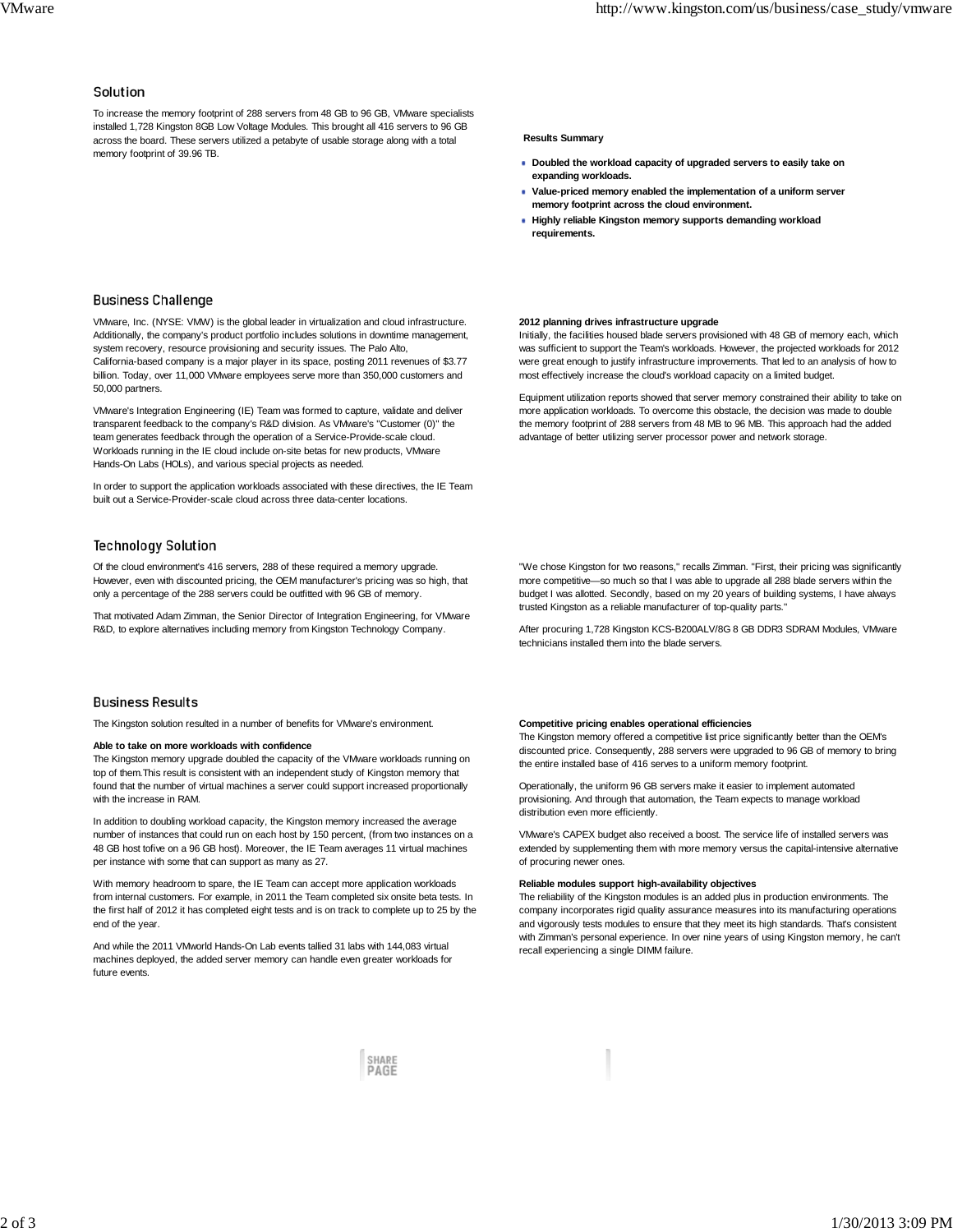## Solution

To increase the memory footprint of 288 servers from 48 GB to 96 GB, VMware specialists installed 1,728 Kingston 8GB Low Voltage Modules. This brought all 416 servers to 96 GB across the board. These servers utilized a petabyte of usable storage along with a total memory footprint of 39.96 TB.

**Results Summary**

- **Doubled the workload capacity of upgraded servers to easily take on expanding workloads.**
- **Value-priced memory enabled the implementation of a uniform server memory footprint across the cloud environment.**
- **Highly reliable Kingston memory supports demanding workload requirements.**

## Business Challenge

VMware, Inc. (NYSE: VMW) is the global leader in virtualization and cloud infrastructure. Additionally, the company's product portfolio includes solutions in downtime management, system recovery, resource provisioning and security issues. The Palo Alto, California-based company is a major player in its space, posting 2011 revenues of $3.77 billion. Today, over 11,000 VMware employees serve more than 350,000 customers and 50,000 partners.

VMware's Integration Engineering (IE) Team was formed to capture, validate and deliver transparent feedback to the company's R&D division. As VMware's "Customer (0)" the team generates feedback through the operation of a Service-Provide-scale cloud. Workloads running in the IE cloud include on-site betas for new products, VMware Hands-On Labs (HOLs), and various special projects as needed.

In order to support the application workloads associated with these directives, the IE Team built out a Service-Provider-scale cloud across three data-center locations.

**2012 planning drives infrastructure upgrade**

Initially, the facilities housed blade servers provisioned with 48 GB of memory each, which was sufficient to support the Team's workloads. However, the projected workloads for 2012 were great enough to justify infrastructure improvements. That led to an analysis of how to most effectively increase the cloud's workload capacity on a limited budget.

Equipment utilization reports showed that server memory constrained their ability to take on more application workloads. To overcome this obstacle, the decision was made to double the memory footprint of 288 servers from 48 MB to 96 MB. This approach had the added advantage of better utilizing server processor power and network storage.

## Technology Solution

Of the cloud environment's 416 servers, 288 of these required a memory upgrade. However, even with discounted pricing, the OEM manufacturer's pricing was so high, that only a percentage of the 288 servers could be outfitted with 96 GB of memory.

That motivated Adam Zimman, the Senior Director of Integration Engineering, for VMware R&D, to explore alternatives including memory from Kingston Technology Company.

"We chose Kingston for two reasons," recalls Zimman. "First, their pricing was significantly more competitive—so much so that I was able to upgrade all 288 blade servers within the budget I was allotted. Secondly, based on my 20 years of building systems, I have always trusted Kingston as a reliable manufacturer of top-quality parts."

After procuring 1,728 Kingston KCS-B200ALV/8G 8 GB DDR3 SDRAM Modules, VMware technicians installed them into the blade servers.

## Business Results

The Kingston solution resulted in a number of benefits for VMware's environment.

**Able to take on more workloads with confidence**

The Kingston memory upgrade doubled the capacity of the VMware workloads running on top of them.This result is consistent with an independent study of Kingston memory that found that the number of virtual machines a server could support increased proportionally with the increase in RAM.

In addition to doubling workload capacity, the Kingston memory increased the average number of instances that could run on each host by 150 percent, (from two instances on a 48 GB host tofive on a 96 GB host). Moreover, the IE Team averages 11 virtual machines per instance with some that can support as many as 27.

With memory headroom to spare, the IE Team can accept more application workloads from internal customers. For example, in 2011 the Team completed six onsite beta tests. In the first half of 2012 it has completed eight tests and is on track to complete up to 25 by the end of the year.

And while the 2011 VMworld Hands-On Lab events tallied 31 labs with 144,083 virtual machines deployed, the added server memory can handle even greater workloads for future events.

**Competitive pricing enables operational efficiencies**

The Kingston memory offered a competitive list price significantly better than the OEM's discounted price. Consequently, 288 servers were upgraded to 96 GB of memory to bring the entire installed base of 416 serves to a uniform memory footprint.

Operationally, the uniform 96 GB servers make it easier to implement automated provisioning. And through that automation, the Team expects to manage workload distribution even more efficiently.

VMware's CAPEX budget also received a boost. The service life of installed servers was extended by supplementing them with more memory versus the capital-intensive alternative of procuring newer ones.

**Reliable modules support high-availability objectives**

The reliability of the Kingston modules is an added plus in production environments. The company incorporates rigid quality assurance measures into its manufacturing operations and vigorously tests modules to ensure that they meet its high standards. That's consistent with Zimman's personal experience. In over nine years of using Kingston memory, he can't recall experiencing a single DIMM failure.

SHARE PAGE